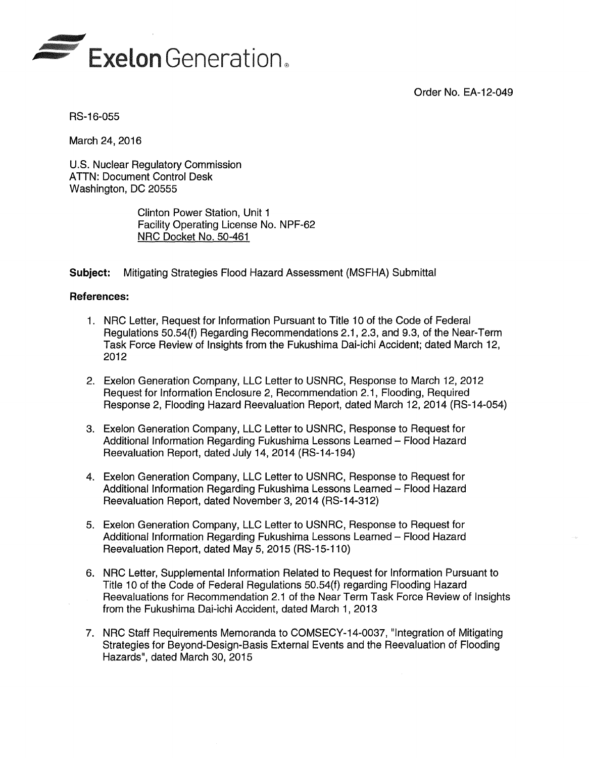Exelon Generation.

Order No. EA-12-049

RS-16-055

March 24, 2016

U.S. Nuclear Regulatory Commission
ATTN: Document Control Desk
Washington, DC 20555

Clinton Power Station, Unit 1
Facility Operating License No. NPF-62
NRC Docket No. 50-461

**Subject:** Mitigating Strategies Flood Hazard Assessment (MSFHA) Submittal

**References:**

1. NRC Letter, Request for Information Pursuant to Title 10 of the Code of Federal Regulations 50.54(f) Regarding Recommendations 2.1, 2.3, and 9.3, of the Near-Term Task Force Review of Insights from the Fukushima Dai-ichi Accident; dated March 12, 2012

2. Exelon Generation Company, LLC Letter to USNRC, Response to March 12, 2012 Request for Information Enclosure 2, Recommendation 2.1, Flooding, Required Response 2, Flooding Hazard Reevaluation Report, dated March 12, 2014 (RS-14-054)

3. Exelon Generation Company, LLC Letter to USNRC, Response to Request for Additional Information Regarding Fukushima Lessons Learned – Flood Hazard Reevaluation Report, dated July 14, 2014 (RS-14-194)

4. Exelon Generation Company, LLC Letter to USNRC, Response to Request for Additional Information Regarding Fukushima Lessons Learned – Flood Hazard Reevaluation Report, dated November 3, 2014 (RS-14-312)

5. Exelon Generation Company, LLC Letter to USNRC, Response to Request for Additional Information Regarding Fukushima Lessons Learned – Flood Hazard Reevaluation Report, dated May 5, 2015 (RS-15-110)

6. NRC Letter, Supplemental Information Related to Request for Information Pursuant to Title 10 of the Code of Federal Regulations 50.54(f) regarding Flooding Hazard Reevaluations for Recommendation 2.1 of the Near Term Task Force Review of Insights from the Fukushima Dai-ichi Accident, dated March 1, 2013

7. NRC Staff Requirements Memoranda to COMSECY-14-0037, "Integration of Mitigating Strategies for Beyond-Design-Basis External Events and the Reevaluation of Flooding Hazards", dated March 30, 2015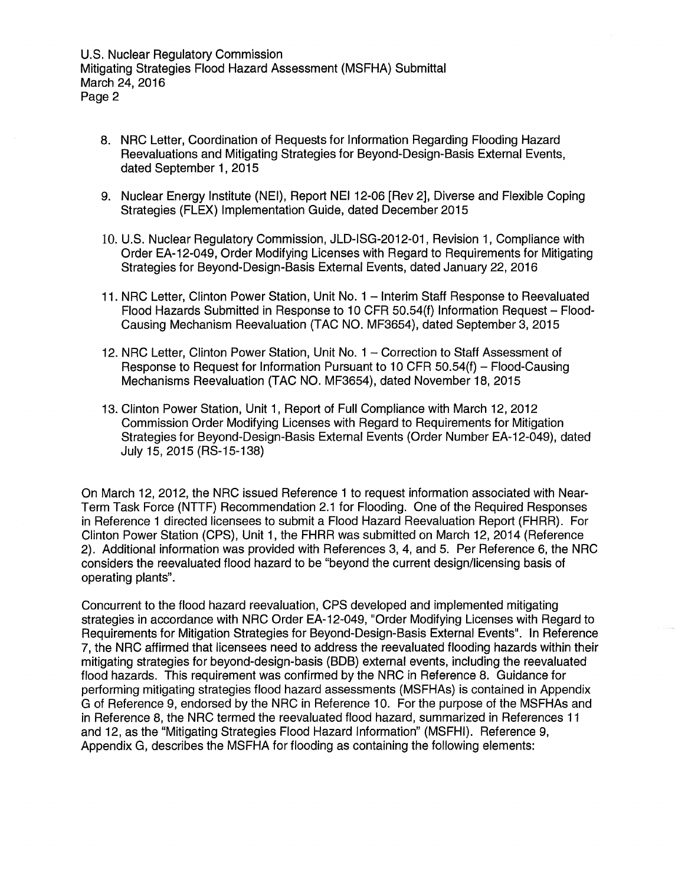8. NRC Letter, Coordination of Requests for Information Regarding Flooding Hazard Reevaluations and Mitigating Strategies for Beyond-Design-Basis External Events, dated September 1, 2015

9. Nuclear Energy Institute (NEI), Report NEI 12-06 [Rev 2], Diverse and Flexible Coping Strategies (FLEX) Implementation Guide, dated December 2015

10. U.S. Nuclear Regulatory Commission, JLD-ISG-2012-01, Revision 1, Compliance with Order EA-12-049, Order Modifying Licenses with Regard to Requirements for Mitigating Strategies for Beyond-Design-Basis External Events, dated January 22, 2016

11. NRC Letter, Clinton Power Station, Unit No. 1 – Interim Staff Response to Reevaluated Flood Hazards Submitted in Response to 10 CFR 50.54(f) Information Request – Flood-Causing Mechanism Reevaluation (TAC NO. MF3654), dated September 3, 2015

12. NRC Letter, Clinton Power Station, Unit No. 1 – Correction to Staff Assessment of Response to Request for Information Pursuant to 10 CFR 50.54(f) – Flood-Causing Mechanisms Reevaluation (TAC NO. MF3654), dated November 18, 2015

13. Clinton Power Station, Unit 1, Report of Full Compliance with March 12, 2012 Commission Order Modifying Licenses with Regard to Requirements for Mitigation Strategies for Beyond-Design-Basis External Events (Order Number EA-12-049), dated July 15, 2015 (RS-15-138)

On March 12, 2012, the NRC issued Reference 1 to request information associated with Near-Term Task Force (NTTF) Recommendation 2.1 for Flooding. One of the Required Responses in Reference 1 directed licensees to submit a Flood Hazard Reevaluation Report (FHRR). For Clinton Power Station (CPS), Unit 1, the FHRR was submitted on March 12, 2014 (Reference 2). Additional information was provided with References 3, 4, and 5. Per Reference 6, the NRC considers the reevaluated flood hazard to be "beyond the current design/licensing basis of operating plants".

Concurrent to the flood hazard reevaluation, CPS developed and implemented mitigating strategies in accordance with NRC Order EA-12-049, "Order Modifying Licenses with Regard to Requirements for Mitigation Strategies for Beyond-Design-Basis External Events". In Reference 7, the NRC affirmed that licensees need to address the reevaluated flooding hazards within their mitigating strategies for beyond-design-basis (BDB) external events, including the reevaluated flood hazards. This requirement was confirmed by the NRC in Reference 8. Guidance for performing mitigating strategies flood hazard assessments (MSFHAs) is contained in Appendix G of Reference 9, endorsed by the NRC in Reference 10. For the purpose of the MSFHAs and in Reference 8, the NRC termed the reevaluated flood hazard, summarized in References 11 and 12, as the "Mitigating Strategies Flood Hazard Information" (MSFHI). Reference 9, Appendix G, describes the MSFHA for flooding as containing the following elements: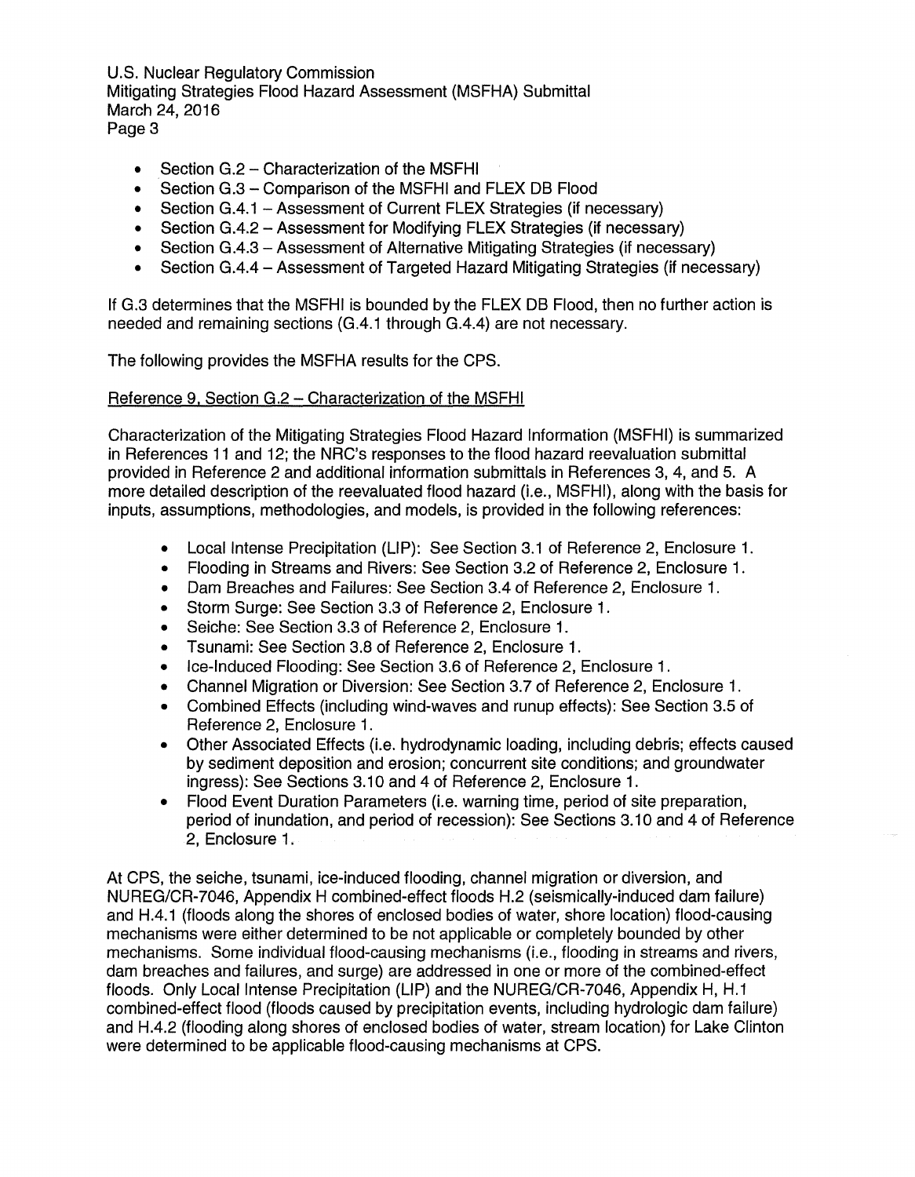- Section G.2 – Characterization of the MSFHI
- Section G.3 – Comparison of the MSFHI and FLEX DB Flood
- Section G.4.1 – Assessment of Current FLEX Strategies (if necessary)
- Section G.4.2 – Assessment for Modifying FLEX Strategies (if necessary)
- Section G.4.3 – Assessment of Alternative Mitigating Strategies (if necessary)
- Section G.4.4 – Assessment of Targeted Hazard Mitigating Strategies (if necessary)

If G.3 determines that the MSFHI is bounded by the FLEX DB Flood, then no further action is needed and remaining sections (G.4.1 through G.4.4) are not necessary.

The following provides the MSFHA results for the CPS.

Reference 9, Section G.2 – Characterization of the MSFHI

Characterization of the Mitigating Strategies Flood Hazard Information (MSFHI) is summarized in References 11 and 12; the NRC's responses to the flood hazard reevaluation submittal provided in Reference 2 and additional information submittals in References 3, 4, and 5. A more detailed description of the reevaluated flood hazard (i.e., MSFHI), along with the basis for inputs, assumptions, methodologies, and models, is provided in the following references:

- Local Intense Precipitation (LIP): See Section 3.1 of Reference 2, Enclosure 1.
- Flooding in Streams and Rivers: See Section 3.2 of Reference 2, Enclosure 1.
- Dam Breaches and Failures: See Section 3.4 of Reference 2, Enclosure 1.
- Storm Surge: See Section 3.3 of Reference 2, Enclosure 1.
- Seiche: See Section 3.3 of Reference 2, Enclosure 1.
- Tsunami: See Section 3.8 of Reference 2, Enclosure 1.
- Ice-Induced Flooding: See Section 3.6 of Reference 2, Enclosure 1.
- Channel Migration or Diversion: See Section 3.7 of Reference 2, Enclosure 1.
- Combined Effects (including wind-waves and runup effects): See Section 3.5 of Reference 2, Enclosure 1.
- Other Associated Effects (i.e. hydrodynamic loading, including debris; effects caused by sediment deposition and erosion; concurrent site conditions; and groundwater ingress): See Sections 3.10 and 4 of Reference 2, Enclosure 1.
- Flood Event Duration Parameters (i.e. warning time, period of site preparation, period of inundation, and period of recession): See Sections 3.10 and 4 of Reference 2, Enclosure 1.

At CPS, the seiche, tsunami, ice-induced flooding, channel migration or diversion, and NUREG/CR-7046, Appendix H combined-effect floods H.2 (seismically-induced dam failure) and H.4.1 (floods along the shores of enclosed bodies of water, shore location) flood-causing mechanisms were either determined to be not applicable or completely bounded by other mechanisms. Some individual flood-causing mechanisms (i.e., flooding in streams and rivers, dam breaches and failures, and surge) are addressed in one or more of the combined-effect floods. Only Local Intense Precipitation (LIP) and the NUREG/CR-7046, Appendix H, H.1 combined-effect flood (floods caused by precipitation events, including hydrologic dam failure) and H.4.2 (flooding along shores of enclosed bodies of water, stream location) for Lake Clinton were determined to be applicable flood-causing mechanisms at CPS.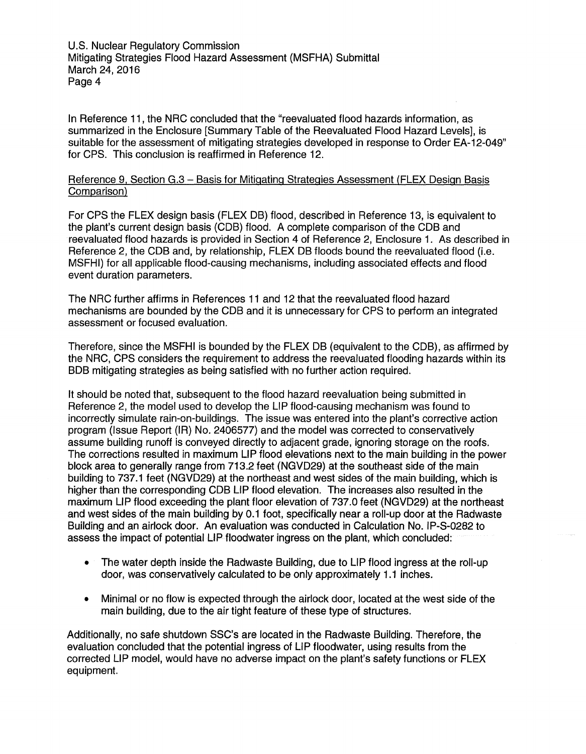In Reference 11, the NRC concluded that the "reevaluated flood hazards information, as summarized in the Enclosure [Summary Table of the Reevaluated Flood Hazard Levels], is suitable for the assessment of mitigating strategies developed in response to Order EA-12-049" for CPS. This conclusion is reaffirmed in Reference 12.

Reference 9, Section G.3 – Basis for Mitigating Strategies Assessment (FLEX Design Basis Comparison)

For CPS the FLEX design basis (FLEX DB) flood, described in Reference 13, is equivalent to the plant's current design basis (CDB) flood. A complete comparison of the CDB and reevaluated flood hazards is provided in Section 4 of Reference 2, Enclosure 1. As described in Reference 2, the CDB and, by relationship, FLEX DB floods bound the reevaluated flood (i.e. MSFHI) for all applicable flood-causing mechanisms, including associated effects and flood event duration parameters.

The NRC further affirms in References 11 and 12 that the reevaluated flood hazard mechanisms are bounded by the CDB and it is unnecessary for CPS to perform an integrated assessment or focused evaluation.

Therefore, since the MSFHI is bounded by the FLEX DB (equivalent to the CDB), as affirmed by the NRC, CPS considers the requirement to address the reevaluated flooding hazards within its BDB mitigating strategies as being satisfied with no further action required.

It should be noted that, subsequent to the flood hazard reevaluation being submitted in Reference 2, the model used to develop the LIP flood-causing mechanism was found to incorrectly simulate rain-on-buildings. The issue was entered into the plant's corrective action program (Issue Report (IR) No. 2406577) and the model was corrected to conservatively assume building runoff is conveyed directly to adjacent grade, ignoring storage on the roofs. The corrections resulted in maximum LIP flood elevations next to the main building in the power block area to generally range from 713.2 feet (NGVD29) at the southeast side of the main building to 737.1 feet (NGVD29) at the northeast and west sides of the main building, which is higher than the corresponding CDB LIP flood elevation. The increases also resulted in the maximum LIP flood exceeding the plant floor elevation of 737.0 feet (NGVD29) at the northeast and west sides of the main building by 0.1 foot, specifically near a roll-up door at the Radwaste Building and an airlock door. An evaluation was conducted in Calculation No. IP-S-0282 to assess the impact of potential LIP floodwater ingress on the plant, which concluded:

- The water depth inside the Radwaste Building, due to LIP flood ingress at the roll-up door, was conservatively calculated to be only approximately 1.1 inches.
- Minimal or no flow is expected through the airlock door, located at the west side of the main building, due to the air tight feature of these type of structures.

Additionally, no safe shutdown SSC's are located in the Radwaste Building. Therefore, the evaluation concluded that the potential ingress of LIP floodwater, using results from the corrected LIP model, would have no adverse impact on the plant's safety functions or FLEX equipment.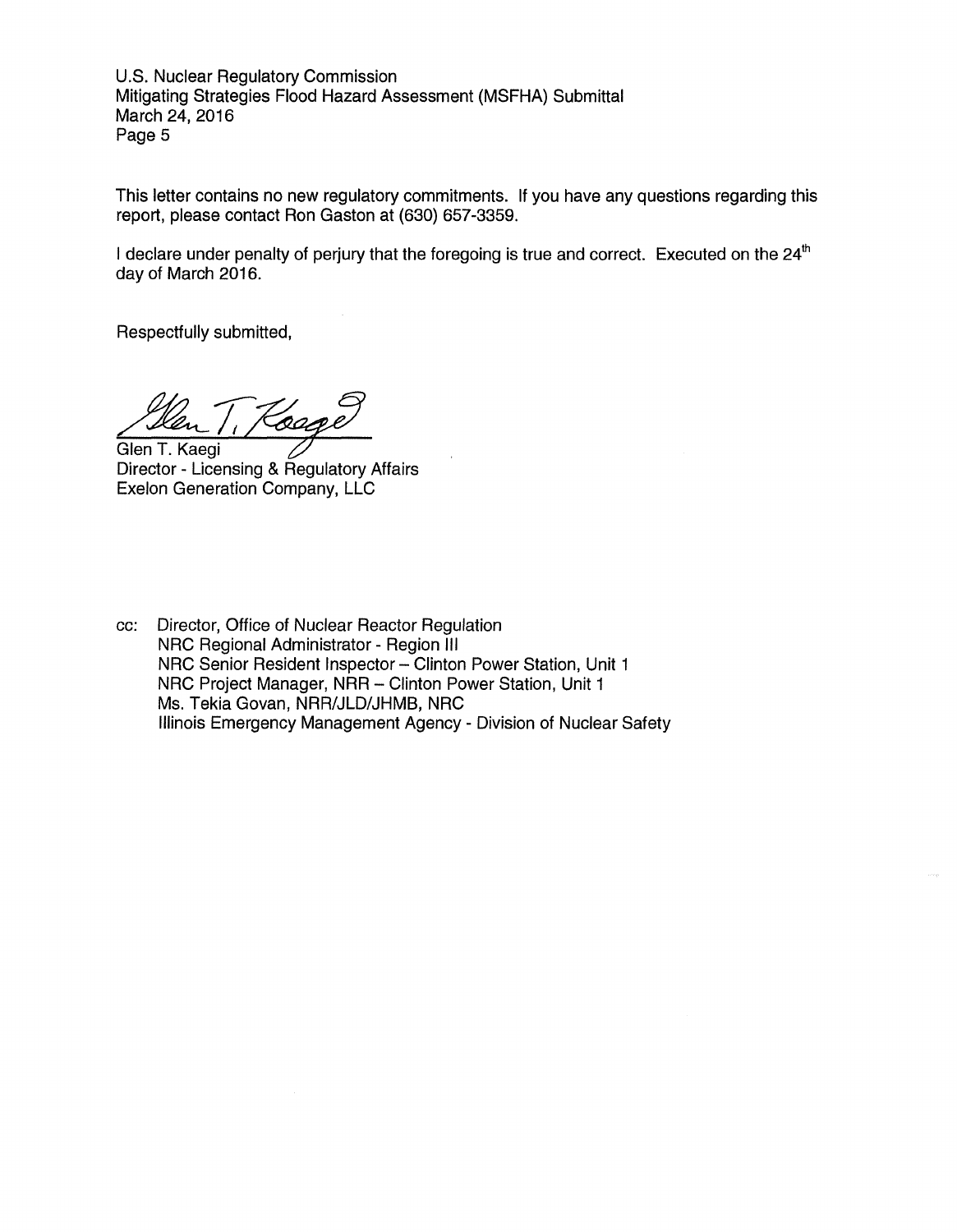This letter contains no new regulatory commitments. If you have any questions regarding this report, please contact Ron Gaston at (630) 657-3359.

I declare under penalty of perjury that the foregoing is true and correct. Executed on the 24th day of March 2016.

Respectfully submitted,

Glen T. Kaegi  
Director - Licensing & Regulatory Affairs  
Exelon Generation Company, LLC

cc: Director, Office of Nuclear Reactor Regulation  
NRC Regional Administrator - Region III  
NRC Senior Resident Inspector – Clinton Power Station, Unit 1  
NRC Project Manager, NRR – Clinton Power Station, Unit 1  
Ms. Tekia Govan, NRR/JLD/JHMB, NRC  
Illinois Emergency Management Agency - Division of Nuclear Safety